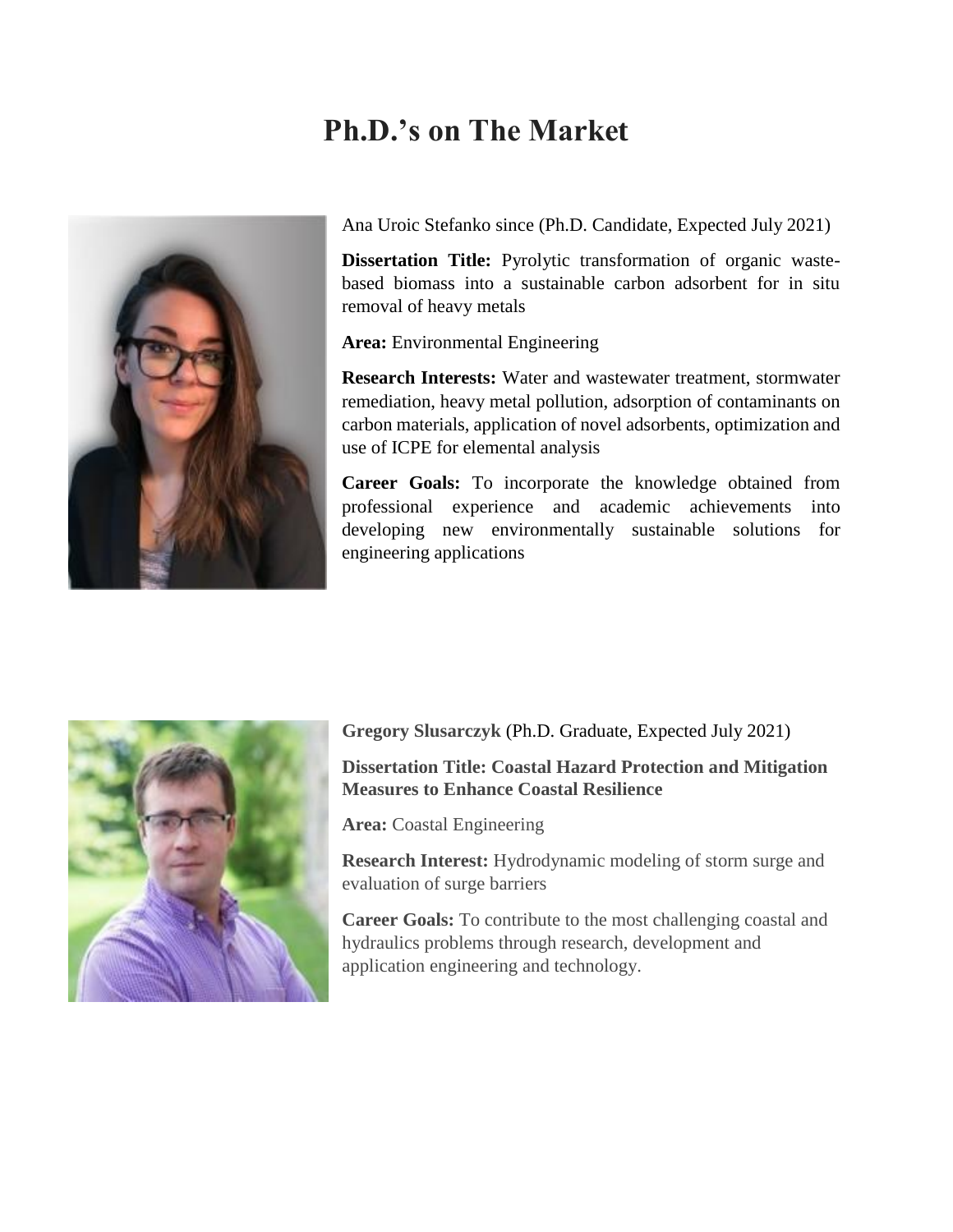# Ph.D.'s on The Market

Ana Uroic Stefanko since (Ph.D. Candidate, Expected July 2021)

**Dissertation Title:** Pyrolytic transformation of organic waste-based biomass into a sustainable carbon adsorbent for in situ removal of heavy metals

**Area:** Environmental Engineering

**Research Interests:** Water and wastewater treatment, stormwater remediation, heavy metal pollution, adsorption of contaminants on carbon materials, application of novel adsorbents, optimization and use of ICPE for elemental analysis

**Career Goals:** To incorporate the knowledge obtained from professional experience and academic achievements into developing new environmentally sustainable solutions for engineering applications

**Gregory Slusarczyk** (Ph.D. Graduate, Expected July 2021)

**Dissertation Title: Coastal Hazard Protection and Mitigation Measures to Enhance Coastal Resilience**

**Area:** Coastal Engineering

**Research Interest:** Hydrodynamic modeling of storm surge and evaluation of surge barriers

**Career Goals:** To contribute to the most challenging coastal and hydraulics problems through research, development and application engineering and technology.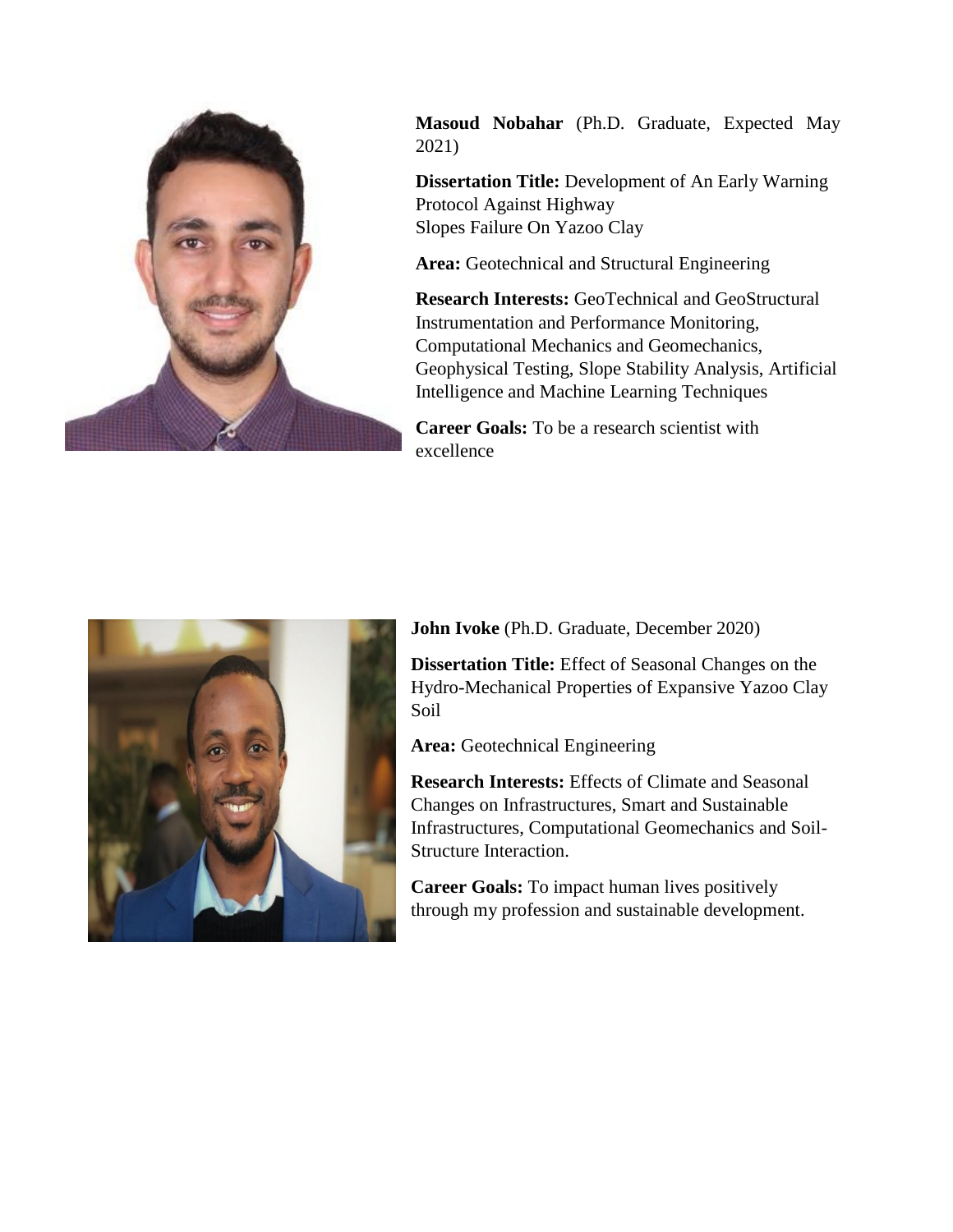**Masoud Nobahar** (Ph.D. Graduate, Expected May 2021)

**Dissertation Title:** Development of An Early Warning Protocol Against Highway Slopes Failure On Yazoo Clay

**Area:** Geotechnical and Structural Engineering

**Research Interests:** GeoTechnical and GeoStructural Instrumentation and Performance Monitoring, Computational Mechanics and Geomechanics, Geophysical Testing, Slope Stability Analysis, Artificial Intelligence and Machine Learning Techniques

**Career Goals:** To be a research scientist with excellence

**John Ivoke** (Ph.D. Graduate, December 2020)

**Dissertation Title:** Effect of Seasonal Changes on the Hydro-Mechanical Properties of Expansive Yazoo Clay Soil

**Area:** Geotechnical Engineering

**Research Interests:** Effects of Climate and Seasonal Changes on Infrastructures, Smart and Sustainable Infrastructures, Computational Geomechanics and Soil-Structure Interaction.

**Career Goals:** To impact human lives positively through my profession and sustainable development.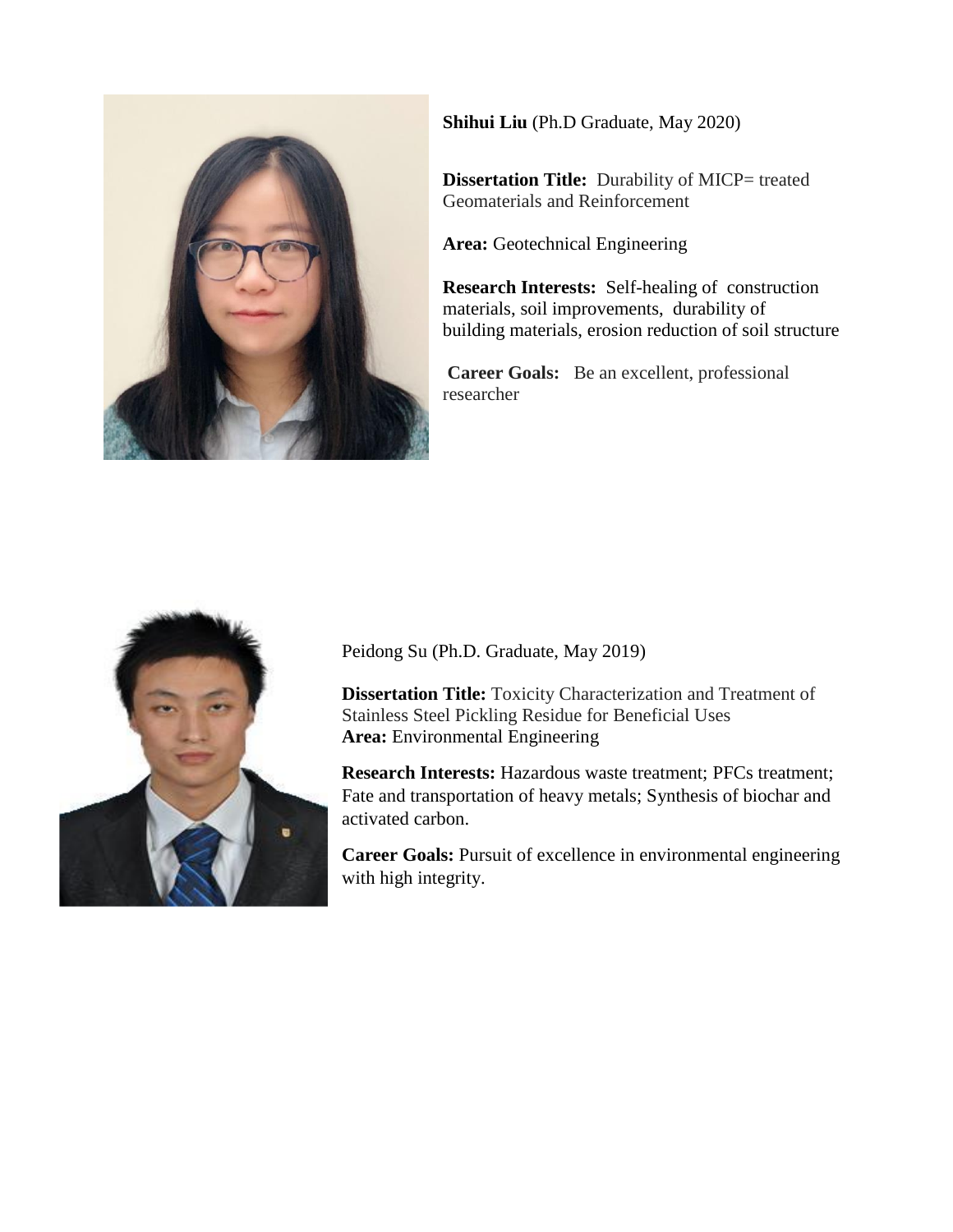**Shihui Liu** (Ph.D Graduate, May 2020)

**Dissertation Title:** Durability of MICP= treated Geomaterials and Reinforcement

**Area:** Geotechnical Engineering

**Research Interests:** Self-healing of construction materials, soil improvements, durability of building materials, erosion reduction of soil structure

**Career Goals:** Be an excellent, professional researcher

Peidong Su (Ph.D. Graduate, May 2019)

**Dissertation Title:** Toxicity Characterization and Treatment of Stainless Steel Pickling Residue for Beneficial Uses
**Area:** Environmental Engineering

**Research Interests:** Hazardous waste treatment; PFCs treatment; Fate and transportation of heavy metals; Synthesis of biochar and activated carbon.

**Career Goals:** Pursuit of excellence in environmental engineering with high integrity.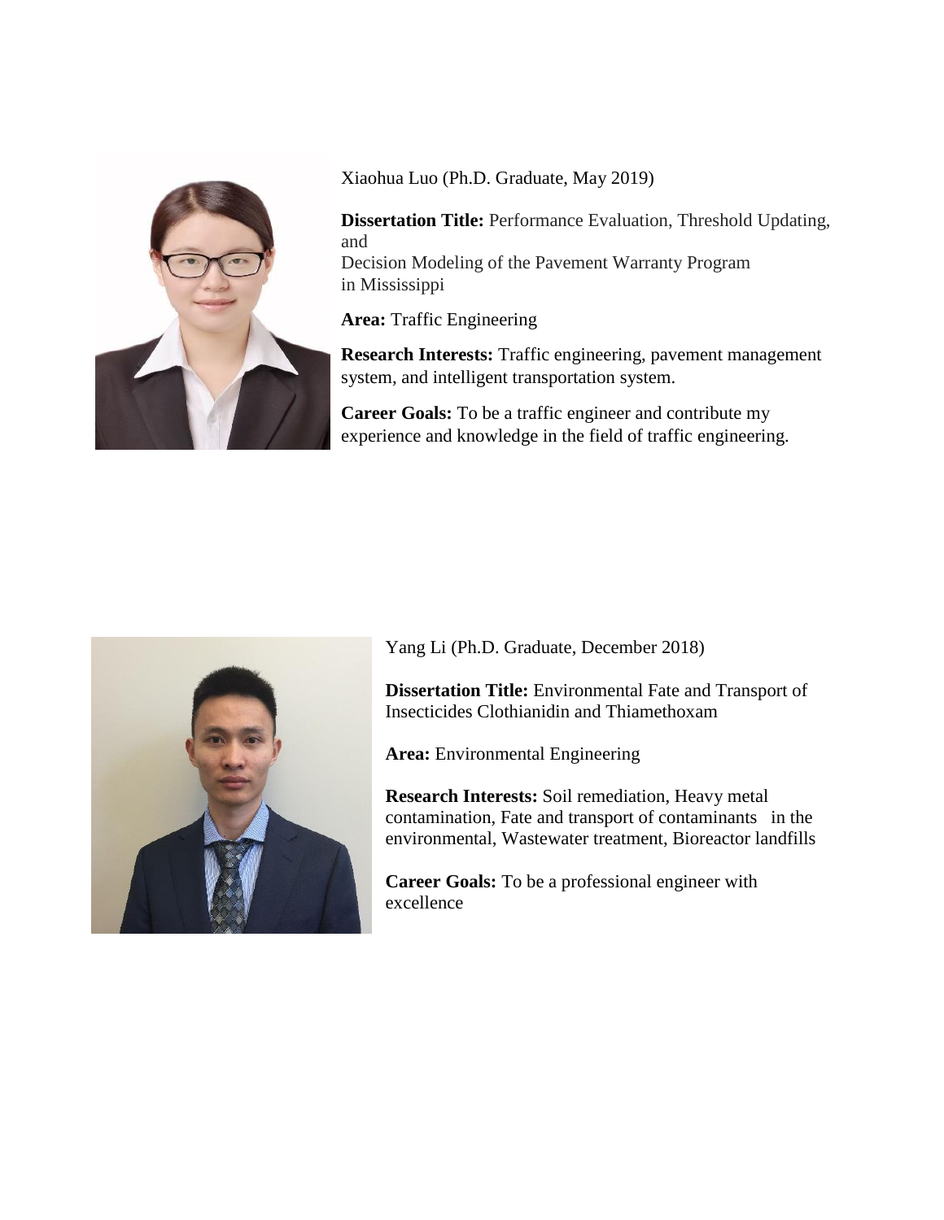Xiaohua Luo (Ph.D. Graduate, May 2019)

**Dissertation Title:** Performance Evaluation, Threshold Updating, and Decision Modeling of the Pavement Warranty Program in Mississippi

**Area:** Traffic Engineering

**Research Interests:** Traffic engineering, pavement management system, and intelligent transportation system.

**Career Goals:** To be a traffic engineer and contribute my experience and knowledge in the field of traffic engineering.

Yang Li (Ph.D. Graduate, December 2018)

**Dissertation Title:** Environmental Fate and Transport of Insecticides Clothianidin and Thiamethoxam

**Area:** Environmental Engineering

**Research Interests:** Soil remediation, Heavy metal contamination, Fate and transport of contaminants in the environmental, Wastewater treatment, Bioreactor landfills

**Career Goals:** To be a professional engineer with excellence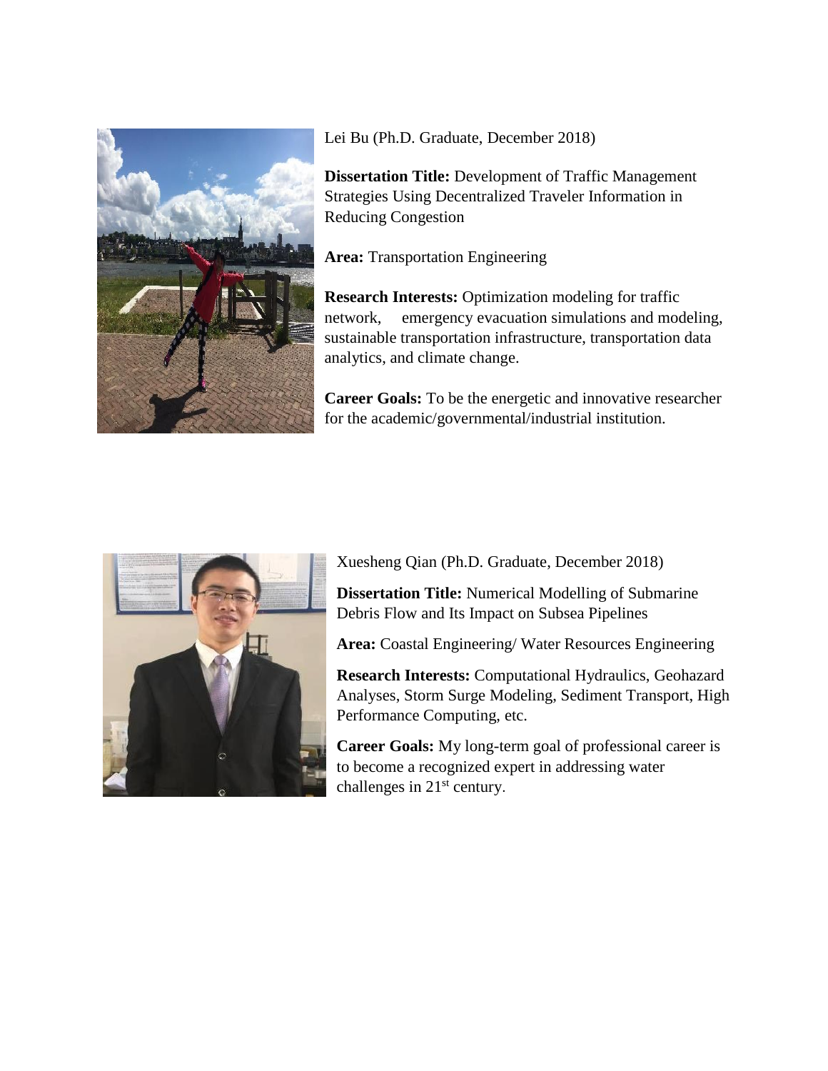Lei Bu (Ph.D. Graduate, December 2018)

**Dissertation Title:** Development of Traffic Management Strategies Using Decentralized Traveler Information in Reducing Congestion

**Area:** Transportation Engineering

**Research Interests:** Optimization modeling for traffic network, emergency evacuation simulations and modeling, sustainable transportation infrastructure, transportation data analytics, and climate change.

**Career Goals:** To be the energetic and innovative researcher for the academic/governmental/industrial institution.

Xuesheng Qian (Ph.D. Graduate, December 2018)

**Dissertation Title:** Numerical Modelling of Submarine Debris Flow and Its Impact on Subsea Pipelines

**Area:** Coastal Engineering/ Water Resources Engineering

**Research Interests:** Computational Hydraulics, Geohazard Analyses, Storm Surge Modeling, Sediment Transport, High Performance Computing, etc.

**Career Goals:** My long-term goal of professional career is to become a recognized expert in addressing water challenges in 21st century.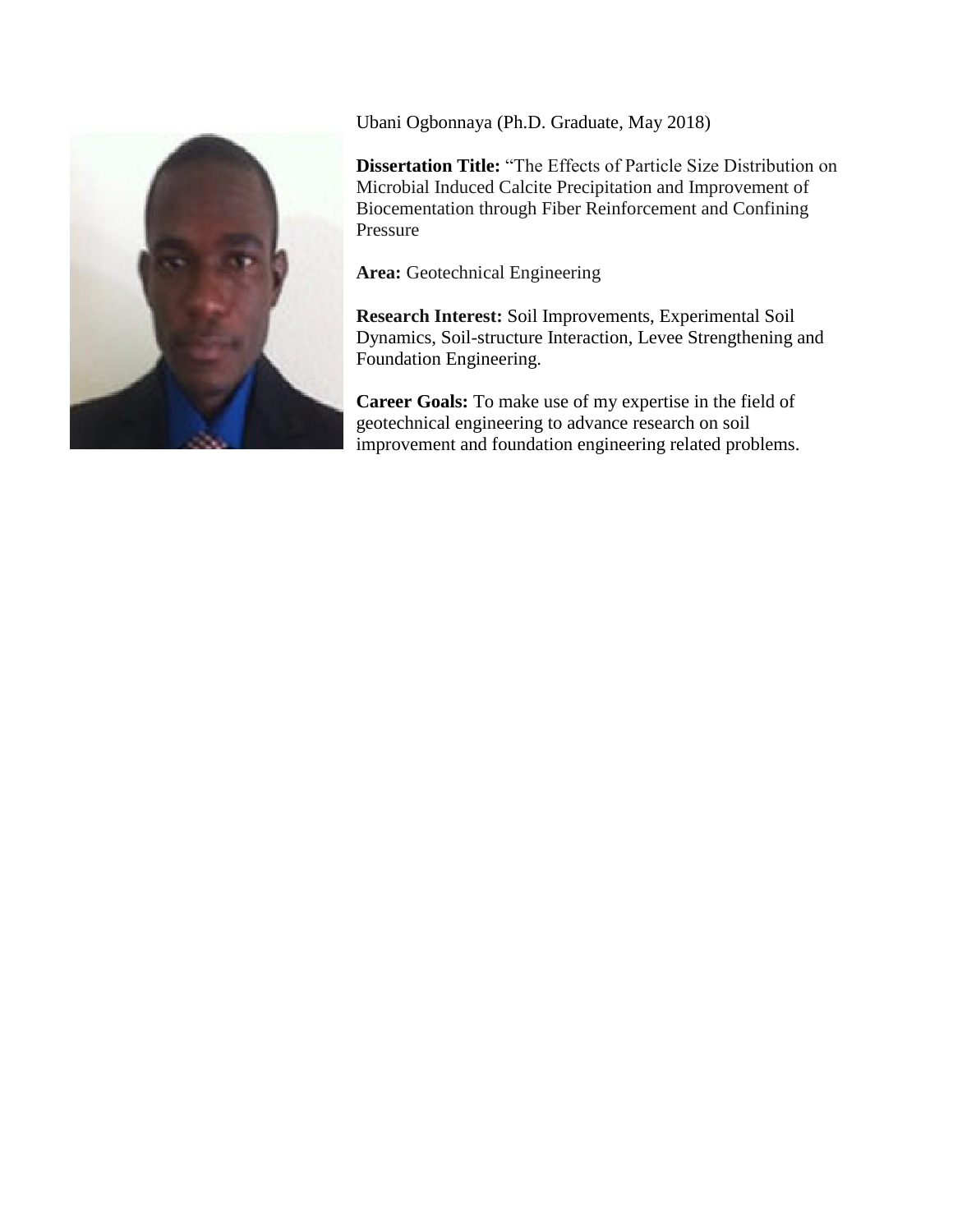Ubani Ogbonnaya (Ph.D. Graduate, May 2018)

**Dissertation Title:** "The Effects of Particle Size Distribution on Microbial Induced Calcite Precipitation and Improvement of Biocementation through Fiber Reinforcement and Confining Pressure

**Area:** Geotechnical Engineering

**Research Interest:** Soil Improvements, Experimental Soil Dynamics, Soil-structure Interaction, Levee Strengthening and Foundation Engineering.

**Career Goals:** To make use of my expertise in the field of geotechnical engineering to advance research on soil improvement and foundation engineering related problems.